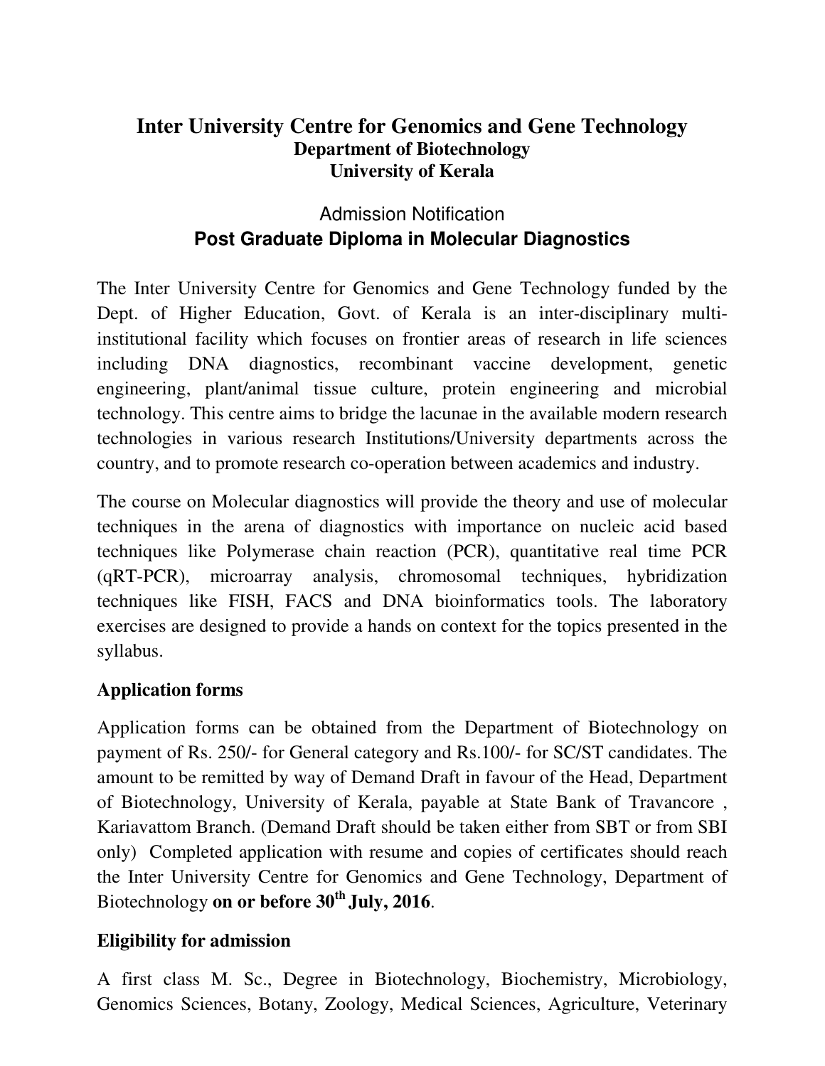# Inter University Centre for Genomics and Gene Technology

## Department of Biotechnology

## University of Kerala

Admission Notification

## Post Graduate Diploma in Molecular Diagnostics

The Inter University Centre for Genomics and Gene Technology funded by the Dept. of Higher Education, Govt. of Kerala is an inter-disciplinary multi-institutional facility which focuses on frontier areas of research in life sciences including DNA diagnostics, recombinant vaccine development, genetic engineering, plant/animal tissue culture, protein engineering and microbial technology. This centre aims to bridge the lacunae in the available modern research technologies in various research Institutions/University departments across the country, and to promote research co-operation between academics and industry.

The course on Molecular diagnostics will provide the theory and use of molecular techniques in the arena of diagnostics with importance on nucleic acid based techniques like Polymerase chain reaction (PCR), quantitative real time PCR (qRT-PCR), microarray analysis, chromosomal techniques, hybridization techniques like FISH, FACS and DNA bioinformatics tools. The laboratory exercises are designed to provide a hands on context for the topics presented in the syllabus.

### Application forms

Application forms can be obtained from the Department of Biotechnology on payment of Rs. 250/- for General category and Rs.100/- for SC/ST candidates. The amount to be remitted by way of Demand Draft in favour of the Head, Department of Biotechnology, University of Kerala, payable at State Bank of Travancore , Kariavattom Branch. (Demand Draft should be taken either from SBT or from SBI only) Completed application with resume and copies of certificates should reach the Inter University Centre for Genomics and Gene Technology, Department of Biotechnology **on or before 30th July, 2016**.

### Eligibility for admission

A first class M. Sc., Degree in Biotechnology, Biochemistry, Microbiology, Genomics Sciences, Botany, Zoology, Medical Sciences, Agriculture, Veterinary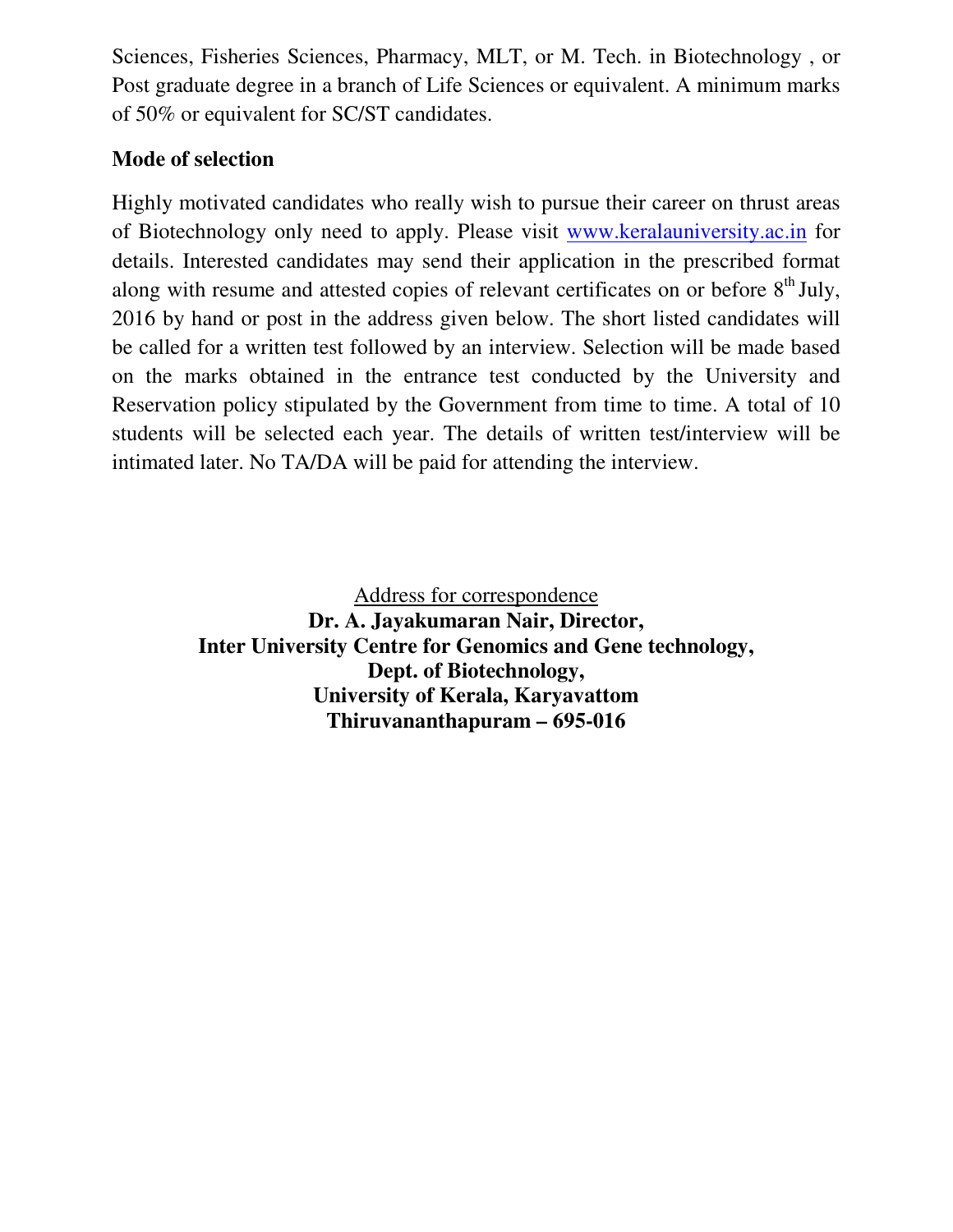Sciences, Fisheries Sciences, Pharmacy, MLT, or M. Tech. in Biotechnology , or Post graduate degree in a branch of Life Sciences or equivalent. A minimum marks of 50% or equivalent for SC/ST candidates.

**Mode of selection**

Highly motivated candidates who really wish to pursue their career on thrust areas of Biotechnology only need to apply. Please visit [www.keralauniversity.ac.in](http://www.keralauniversity.ac.in) for details. Interested candidates may send their application in the prescribed format along with resume and attested copies of relevant certificates on or before 8th July, 2016 by hand or post in the address given below. The short listed candidates will be called for a written test followed by an interview. Selection will be made based on the marks obtained in the entrance test conducted by the University and Reservation policy stipulated by the Government from time to time. A total of 10 students will be selected each year. The details of written test/interview will be intimated later. No TA/DA will be paid for attending the interview.

Address for correspondence

**Dr. A. Jayakumaran Nair, Director,**
**Inter University Centre for Genomics and Gene technology,**
**Dept. of Biotechnology,**
**University of Kerala, Karyavattom**
**Thiruvananthapuram – 695-016**